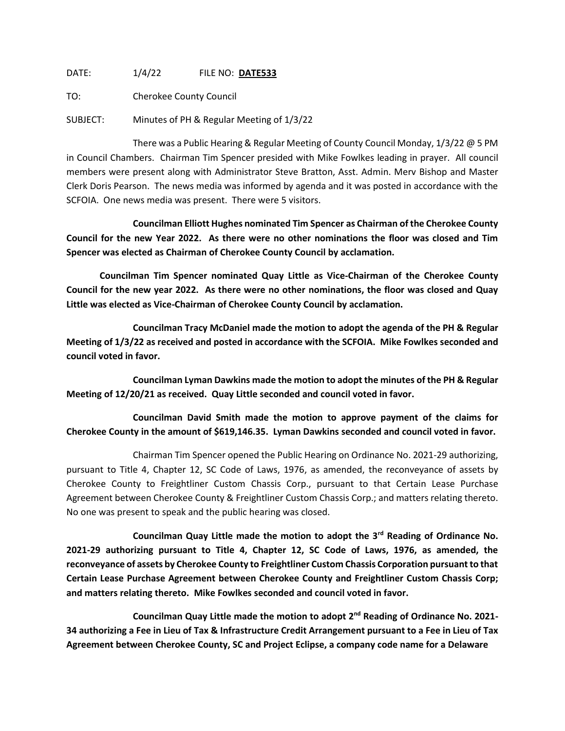DATE: 1/4/22 FILE NO: **DATE533**

TO: Cherokee County Council

SUBJECT: Minutes of PH & Regular Meeting of 1/3/22

There was a Public Hearing & Regular Meeting of County Council Monday, 1/3/22 @ 5 PM in Council Chambers. Chairman Tim Spencer presided with Mike Fowlkes leading in prayer. All council members were present along with Administrator Steve Bratton, Asst. Admin. Merv Bishop and Master Clerk Doris Pearson. The news media was informed by agenda and it was posted in accordance with the SCFOIA. One news media was present. There were 5 visitors.

**Councilman Elliott Hughes nominated Tim Spencer as Chairman of the Cherokee County Council for the new Year 2022. As there were no other nominations the floor was closed and Tim Spencer was elected as Chairman of Cherokee County Council by acclamation.**

**Councilman Tim Spencer nominated Quay Little as Vice-Chairman of the Cherokee County Council for the new year 2022. As there were no other nominations, the floor was closed and Quay Little was elected as Vice-Chairman of Cherokee County Council by acclamation.**

**Councilman Tracy McDaniel made the motion to adopt the agenda of the PH & Regular Meeting of 1/3/22 as received and posted in accordance with the SCFOIA. Mike Fowlkes seconded and council voted in favor.**

**Councilman Lyman Dawkins made the motion to adopt the minutes of the PH & Regular Meeting of 12/20/21 as received. Quay Little seconded and council voted in favor.**

**Councilman David Smith made the motion to approve payment of the claims for Cherokee County in the amount of $619,146.35. Lyman Dawkins seconded and council voted in favor.**

Chairman Tim Spencer opened the Public Hearing on Ordinance No. 2021-29 authorizing, pursuant to Title 4, Chapter 12, SC Code of Laws, 1976, as amended, the reconveyance of assets by Cherokee County to Freightliner Custom Chassis Corp., pursuant to that Certain Lease Purchase Agreement between Cherokee County & Freightliner Custom Chassis Corp.; and matters relating thereto. No one was present to speak and the public hearing was closed.

**Councilman Quay Little made the motion to adopt the 3rd Reading of Ordinance No. 2021-29 authorizing pursuant to Title 4, Chapter 12, SC Code of Laws, 1976, as amended, the reconveyance of assets by Cherokee County to Freightliner Custom Chassis Corporation pursuant to that Certain Lease Purchase Agreement between Cherokee County and Freightliner Custom Chassis Corp; and matters relating thereto. Mike Fowlkes seconded and council voted in favor.**

**Councilman Quay Little made the motion to adopt 2nd Reading of Ordinance No. 2021-34 authorizing a Fee in Lieu of Tax & Infrastructure Credit Arrangement pursuant to a Fee in Lieu of Tax Agreement between Cherokee County, SC and Project Eclipse, a company code name for a Delaware**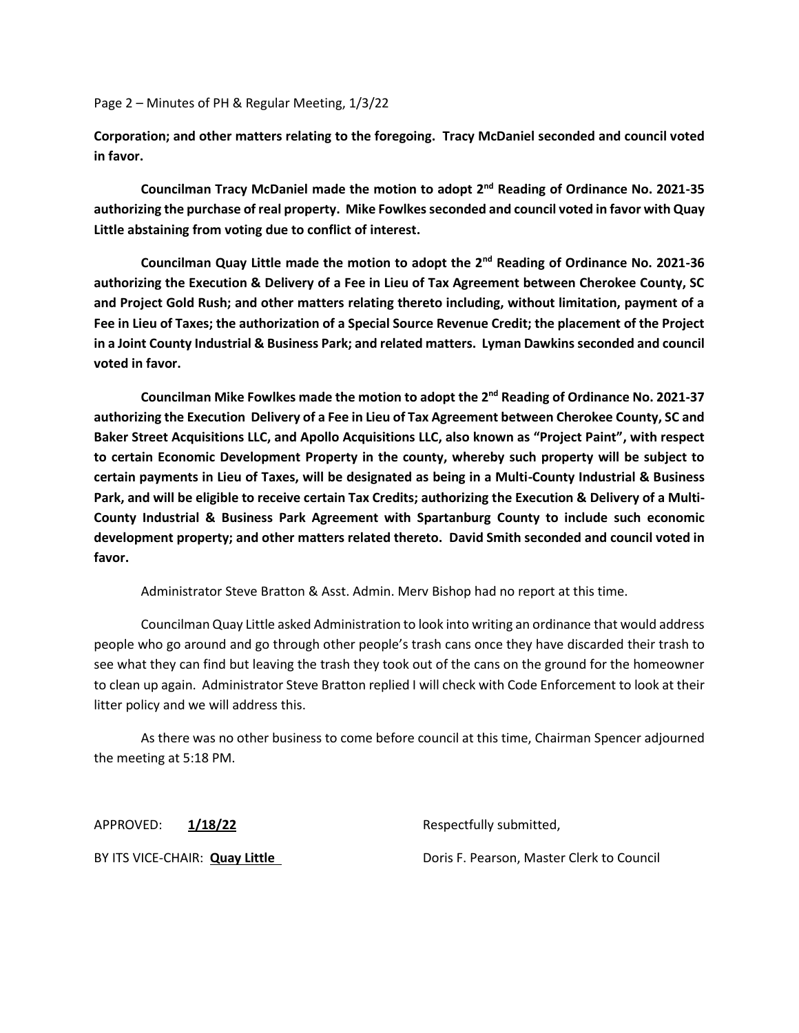**Corporation; and other matters relating to the foregoing. Tracy McDaniel seconded and council voted in favor.**

**Councilman Tracy McDaniel made the motion to adopt 2nd Reading of Ordinance No. 2021-35 authorizing the purchase of real property. Mike Fowlkes seconded and council voted in favor with Quay Little abstaining from voting due to conflict of interest.**

**Councilman Quay Little made the motion to adopt the 2nd Reading of Ordinance No. 2021-36 authorizing the Execution & Delivery of a Fee in Lieu of Tax Agreement between Cherokee County, SC and Project Gold Rush; and other matters relating thereto including, without limitation, payment of a Fee in Lieu of Taxes; the authorization of a Special Source Revenue Credit; the placement of the Project in a Joint County Industrial & Business Park; and related matters. Lyman Dawkins seconded and council voted in favor.**

**Councilman Mike Fowlkes made the motion to adopt the 2nd Reading of Ordinance No. 2021-37 authorizing the Execution Delivery of a Fee in Lieu of Tax Agreement between Cherokee County, SC and Baker Street Acquisitions LLC, and Apollo Acquisitions LLC, also known as "Project Paint", with respect to certain Economic Development Property in the county, whereby such property will be subject to certain payments in Lieu of Taxes, will be designated as being in a Multi-County Industrial & Business Park, and will be eligible to receive certain Tax Credits; authorizing the Execution & Delivery of a Multi-County Industrial & Business Park Agreement with Spartanburg County to include such economic development property; and other matters related thereto. David Smith seconded and council voted in favor.**

Administrator Steve Bratton & Asst. Admin. Merv Bishop had no report at this time.

Councilman Quay Little asked Administration to look into writing an ordinance that would address people who go around and go through other people's trash cans once they have discarded their trash to see what they can find but leaving the trash they took out of the cans on the ground for the homeowner to clean up again. Administrator Steve Bratton replied I will check with Code Enforcement to look at their litter policy and we will address this.

As there was no other business to come before council at this time, Chairman Spencer adjourned the meeting at 5:18 PM.

APPROVED: **1/18/22**

BY ITS VICE-CHAIR: **Quay Little**

Respectfully submitted,

Doris F. Pearson, Master Clerk to Council